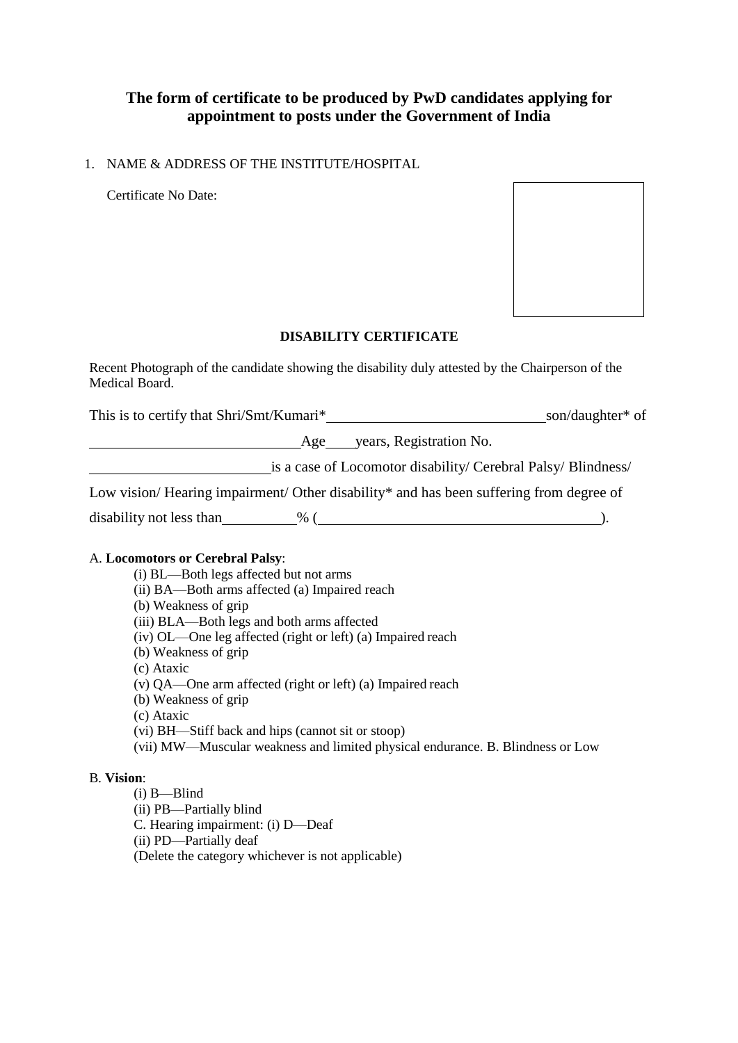## The form of certificate to be produced by PwD candidates applying for appointment to posts under the Government of India

1. NAME & ADDRESS OF THE INSTITUTE/HOSPITAL

Certificate No Date:

### DISABILITY CERTIFICATE

Recent Photograph of the candidate showing the disability duly attested by the Chairperson of the Medical Board.

This is to certify that Shri/Smt/Kumari*\_\_\_\_\_\_\_\_\_\_\_\_\_\_\_\_\_\_\_\_\_\_\_\_\_\_\_\_son/daughter* of \_\_\_\_\_\_\_\_\_\_\_\_\_\_\_\_\_\_\_\_\_\_\_\_\_\_\_\_Age\_\_\_\_years, Registration No. \_\_\_\_\_\_\_\_\_\_\_\_\_\_\_\_\_\_\_\_\_\_\_\_is a case of Locomotor disability/ Cerebral Palsy/ Blindness/ Low vision/ Hearing impairment/ Other disability* and has been suffering from degree of disability not less than\_\_\_\_\_\_\_\_\_\_% (\_\_\_\_\_\_\_\_\_\_\_\_\_\_\_\_\_\_\_\_\_\_\_\_\_\_\_\_\_\_\_\_\_\_\_\_\_\_).

A. **Locomotors or Cerebral Palsy**:

(i) BL—Both legs affected but not arms
(ii) BA—Both arms affected (a) Impaired reach
(b) Weakness of grip
(iii) BLA—Both legs and both arms affected
(iv) OL—One leg affected (right or left) (a) Impaired reach
(b) Weakness of grip
(c) Ataxic
(v) QA—One arm affected (right or left) (a) Impaired reach
(b) Weakness of grip
(c) Ataxic
(vi) BH—Stiff back and hips (cannot sit or stoop)
(vii) MW—Muscular weakness and limited physical endurance. B. Blindness or Low

B. **Vision**:

(i) B—Blind
(ii) PB—Partially blind
C. Hearing impairment: (i) D—Deaf
(ii) PD—Partially deaf
(Delete the category whichever is not applicable)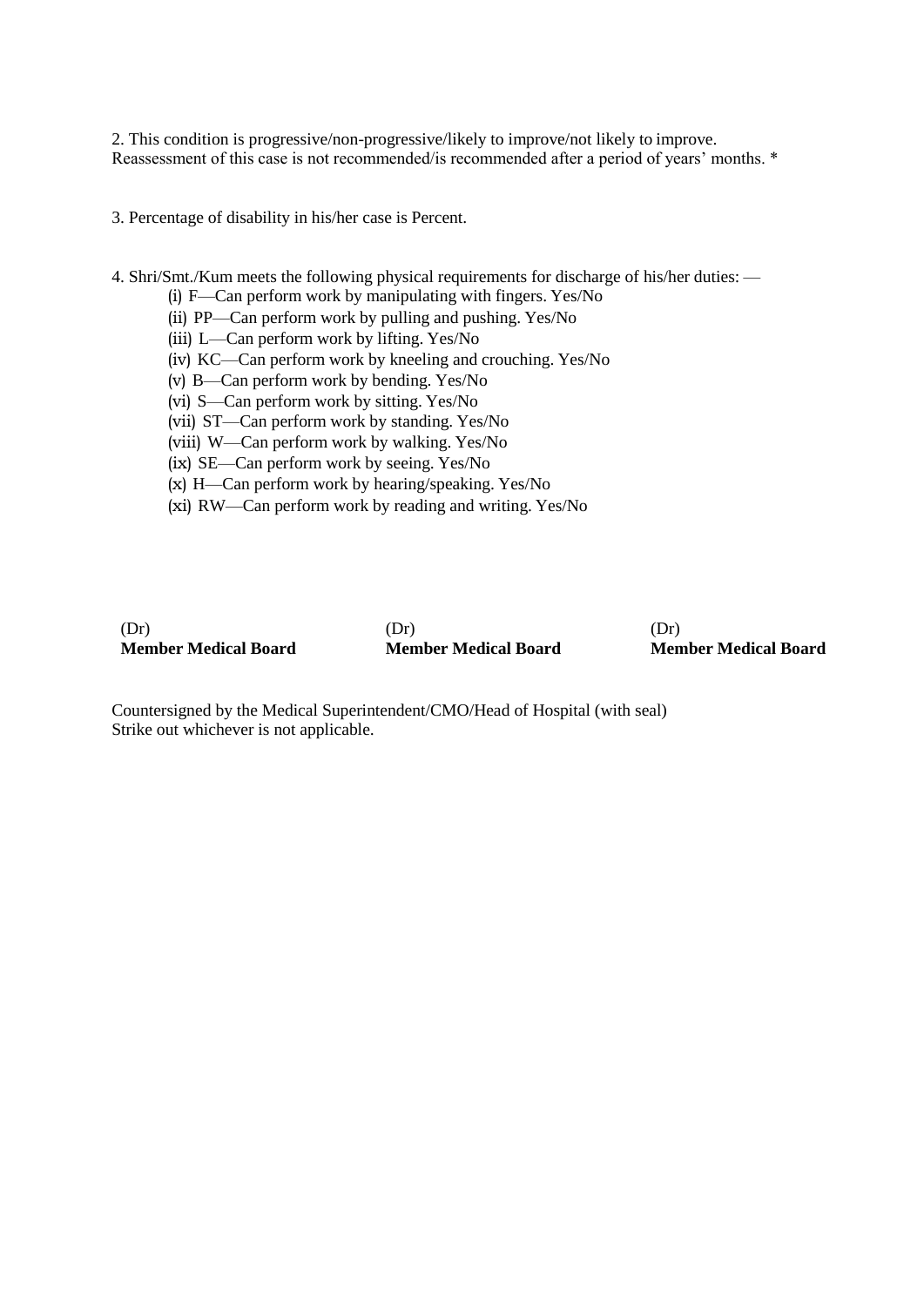2. This condition is progressive/non-progressive/likely to improve/not likely to improve.
Reassessment of this case is not recommended/is recommended after a period of years' months. *

3. Percentage of disability in his/her case is Percent.

4. Shri/Smt./Kum meets the following physical requirements for discharge of his/her duties: —

(i) F—Can perform work by manipulating with fingers. Yes/No
(ii) PP—Can perform work by pulling and pushing. Yes/No
(iii) L—Can perform work by lifting. Yes/No
(iv) KC—Can perform work by kneeling and crouching. Yes/No
(v) B—Can perform work by bending. Yes/No
(vi) S—Can perform work by sitting. Yes/No
(vii) ST—Can perform work by standing. Yes/No
(viii) W—Can perform work by walking. Yes/No
(ix) SE—Can perform work by seeing. Yes/No
(x) H—Can perform work by hearing/speaking. Yes/No
(xi) RW—Can perform work by reading and writing. Yes/No

| | | |
|---|---|---|
| (Dr) | (Dr) | (Dr) |
| **Member Medical Board** | **Member Medical Board** | **Member Medical Board** |

Countersigned by the Medical Superintendent/CMO/Head of Hospital (with seal)
Strike out whichever is not applicable.